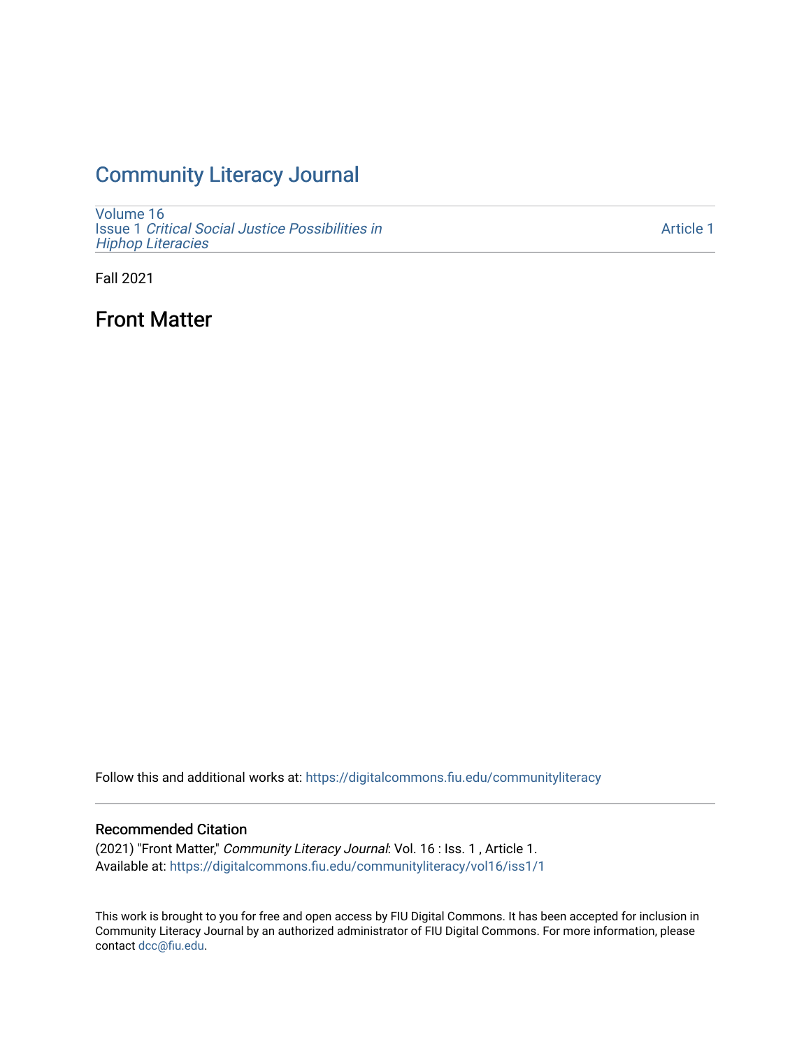# Community Literacy Journal

Volume 16
Issue 1 *Critical Social Justice Possibilities in Hiphop Literacies*

Article 1

Fall 2021

## Front Matter

Follow this and additional works at: https://digitalcommons.fiu.edu/communityliteracy

### Recommended Citation

(2021) "Front Matter," *Community Literacy Journal*: Vol. 16 : Iss. 1 , Article 1.
Available at: https://digitalcommons.fiu.edu/communityliteracy/vol16/iss1/1

This work is brought to you for free and open access by FIU Digital Commons. It has been accepted for inclusion in Community Literacy Journal by an authorized administrator of FIU Digital Commons. For more information, please contact dcc@fiu.edu.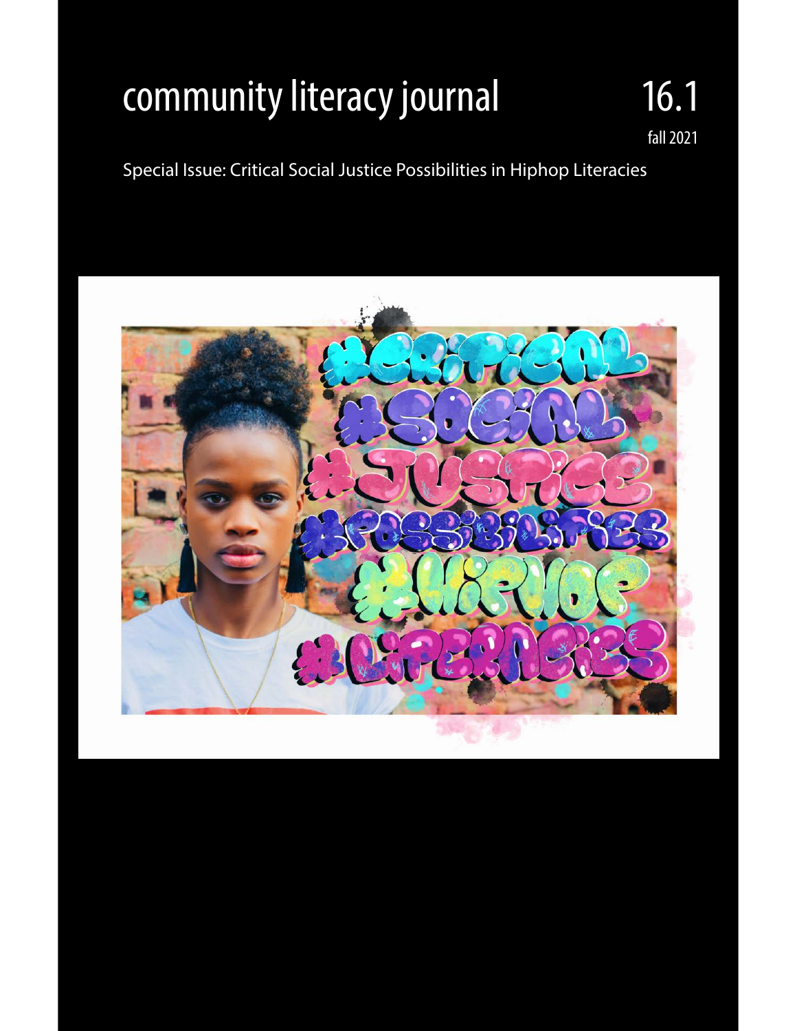# community literacy journal

16.1

fall 2021

Special Issue: Critical Social Justice Possibilities in Hiphop Literacies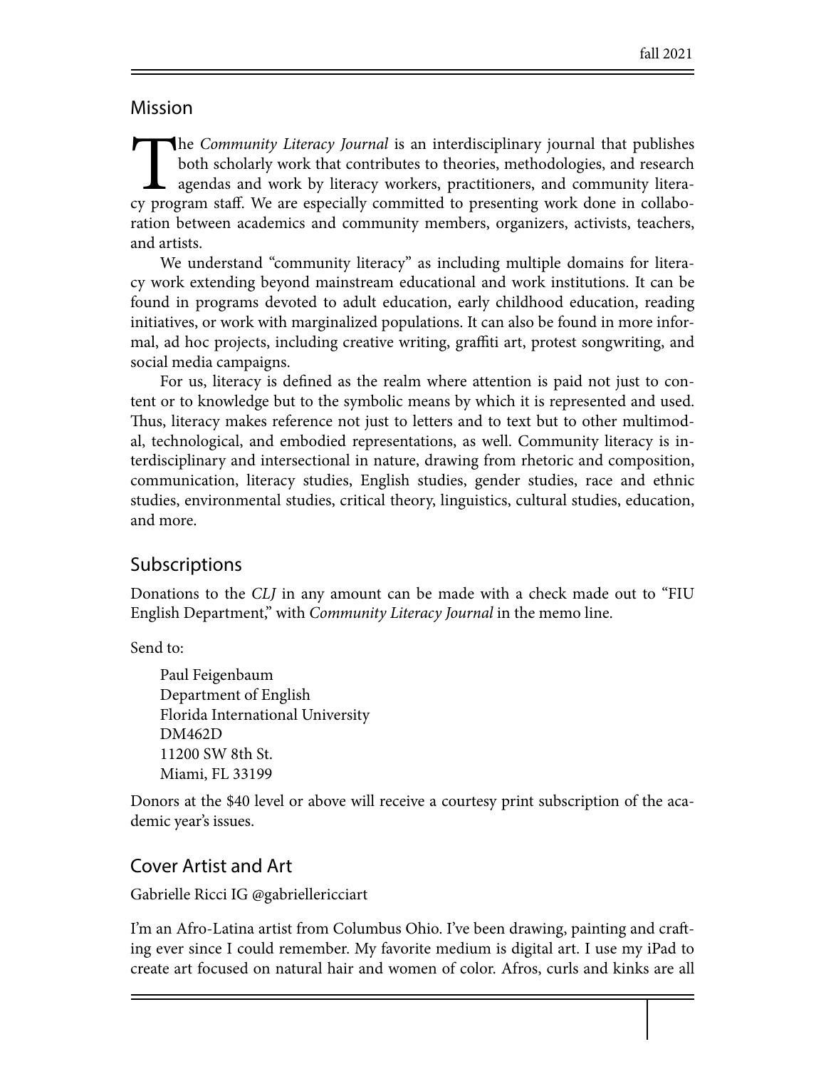## Mission

The *Community Literacy Journal* is an interdisciplinary journal that publishes both scholarly work that contributes to theories, methodologies, and research agendas and work by literacy workers, practitioners, and community literacy program staff. We are especially committed to presenting work done in collaboration between academics and community members, organizers, activists, teachers, and artists.

We understand "community literacy" as including multiple domains for literacy work extending beyond mainstream educational and work institutions. It can be found in programs devoted to adult education, early childhood education, reading initiatives, or work with marginalized populations. It can also be found in more informal, ad hoc projects, including creative writing, graffiti art, protest songwriting, and social media campaigns.

For us, literacy is defined as the realm where attention is paid not just to content or to knowledge but to the symbolic means by which it is represented and used. Thus, literacy makes reference not just to letters and to text but to other multimodal, technological, and embodied representations, as well. Community literacy is interdisciplinary and intersectional in nature, drawing from rhetoric and composition, communication, literacy studies, English studies, gender studies, race and ethnic studies, environmental studies, critical theory, linguistics, cultural studies, education, and more.

## Subscriptions

Donations to the *CLJ* in any amount can be made with a check made out to "FIU English Department," with *Community Literacy Journal* in the memo line.

Send to:

Paul Feigenbaum
Department of English
Florida International University
DM462D
11200 SW 8th St.
Miami, FL 33199

Donors at the $40 level or above will receive a courtesy print subscription of the academic year's issues.

## Cover Artist and Art

Gabrielle Ricci IG @gabriellericciart

I'm an Afro-Latina artist from Columbus Ohio. I've been drawing, painting and crafting ever since I could remember. My favorite medium is digital art. I use my iPad to create art focused on natural hair and women of color. Afros, curls and kinks are all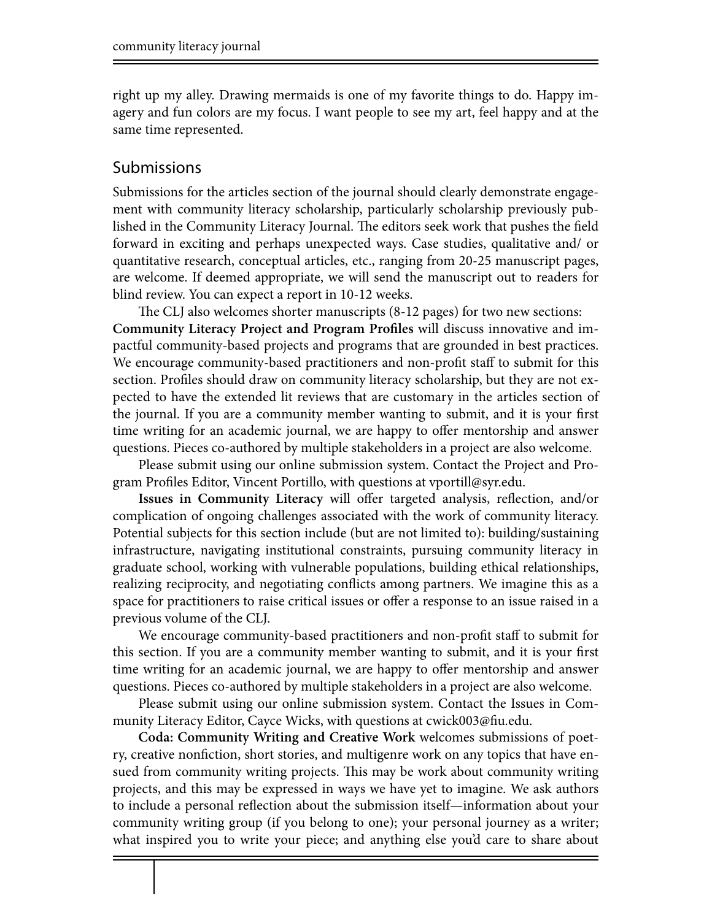right up my alley. Drawing mermaids is one of my favorite things to do. Happy imagery and fun colors are my focus. I want people to see my art, feel happy and at the same time represented.

## Submissions

Submissions for the articles section of the journal should clearly demonstrate engagement with community literacy scholarship, particularly scholarship previously published in the Community Literacy Journal. The editors seek work that pushes the field forward in exciting and perhaps unexpected ways. Case studies, qualitative and/ or quantitative research, conceptual articles, etc., ranging from 20-25 manuscript pages, are welcome. If deemed appropriate, we will send the manuscript out to readers for blind review. You can expect a report in 10-12 weeks.

The CLJ also welcomes shorter manuscripts (8-12 pages) for two new sections: **Community Literacy Project and Program Profiles** will discuss innovative and impactful community-based projects and programs that are grounded in best practices. We encourage community-based practitioners and non-profit staff to submit for this section. Profiles should draw on community literacy scholarship, but they are not expected to have the extended lit reviews that are customary in the articles section of the journal. If you are a community member wanting to submit, and it is your first time writing for an academic journal, we are happy to offer mentorship and answer questions. Pieces co-authored by multiple stakeholders in a project are also welcome.

Please submit using our online submission system. Contact the Project and Program Profiles Editor, Vincent Portillo, with questions at vportill@syr.edu.

**Issues in Community Literacy** will offer targeted analysis, reflection, and/or complication of ongoing challenges associated with the work of community literacy. Potential subjects for this section include (but are not limited to): building/sustaining infrastructure, navigating institutional constraints, pursuing community literacy in graduate school, working with vulnerable populations, building ethical relationships, realizing reciprocity, and negotiating conflicts among partners. We imagine this as a space for practitioners to raise critical issues or offer a response to an issue raised in a previous volume of the CLJ.

We encourage community-based practitioners and non-profit staff to submit for this section. If you are a community member wanting to submit, and it is your first time writing for an academic journal, we are happy to offer mentorship and answer questions. Pieces co-authored by multiple stakeholders in a project are also welcome.

Please submit using our online submission system. Contact the Issues in Community Literacy Editor, Cayce Wicks, with questions at cwick003@fiu.edu.

**Coda: Community Writing and Creative Work** welcomes submissions of poetry, creative nonfiction, short stories, and multigenre work on any topics that have ensued from community writing projects. This may be work about community writing projects, and this may be expressed in ways we have yet to imagine. We ask authors to include a personal reflection about the submission itself—information about your community writing group (if you belong to one); your personal journey as a writer; what inspired you to write your piece; and anything else you'd care to share about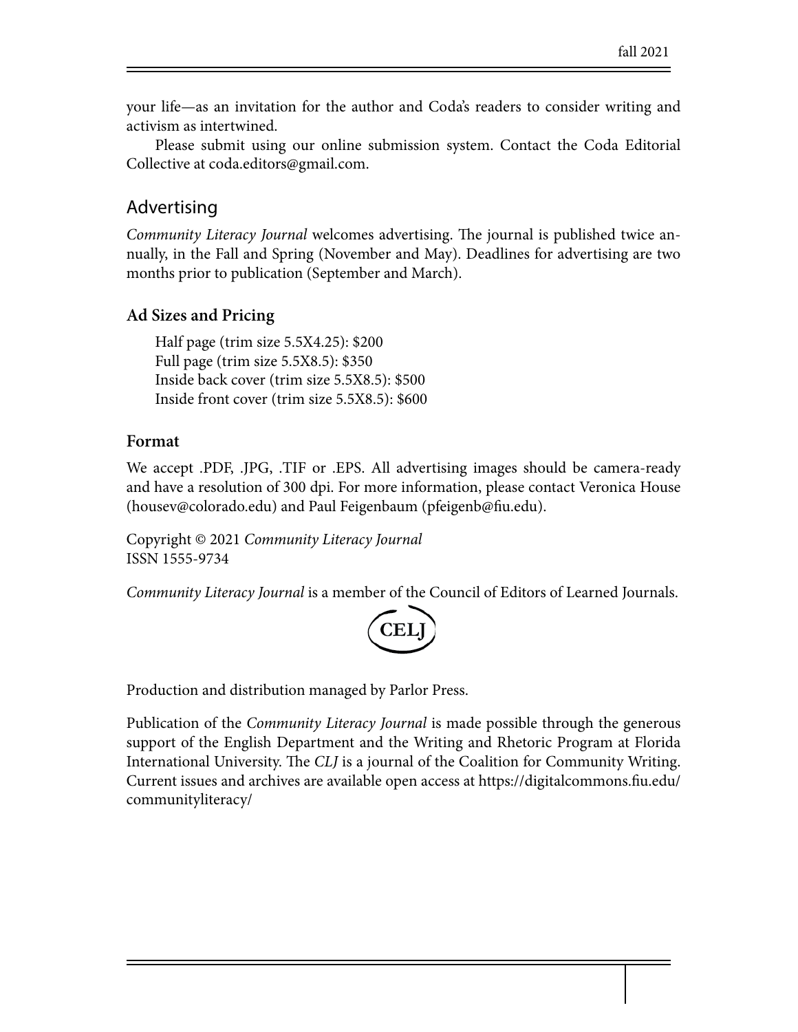your life—as an invitation for the author and Coda's readers to consider writing and activism as intertwined.

Please submit using our online submission system. Contact the Coda Editorial Collective at coda.editors@gmail.com.

## Advertising

*Community Literacy Journal* welcomes advertising. The journal is published twice annually, in the Fall and Spring (November and May). Deadlines for advertising are two months prior to publication (September and March).

### Ad Sizes and Pricing

Half page (trim size 5.5X4.25): $200
Full page (trim size 5.5X8.5): $350
Inside back cover (trim size 5.5X8.5): $500
Inside front cover (trim size 5.5X8.5): $600

### Format

We accept .PDF, .JPG, .TIF or .EPS. All advertising images should be camera-ready and have a resolution of 300 dpi. For more information, please contact Veronica House (housev@colorado.edu) and Paul Feigenbaum (pfeigenb@fiu.edu).

Copyright © 2021 *Community Literacy Journal*
ISSN 1555-9734

*Community Literacy Journal* is a member of the Council of Editors of Learned Journals.

CELJ

Production and distribution managed by Parlor Press.

Publication of the *Community Literacy Journal* is made possible through the generous support of the English Department and the Writing and Rhetoric Program at Florida International University. The *CLJ* is a journal of the Coalition for Community Writing. Current issues and archives are available open access at https://digitalcommons.fiu.edu/communityliteracy/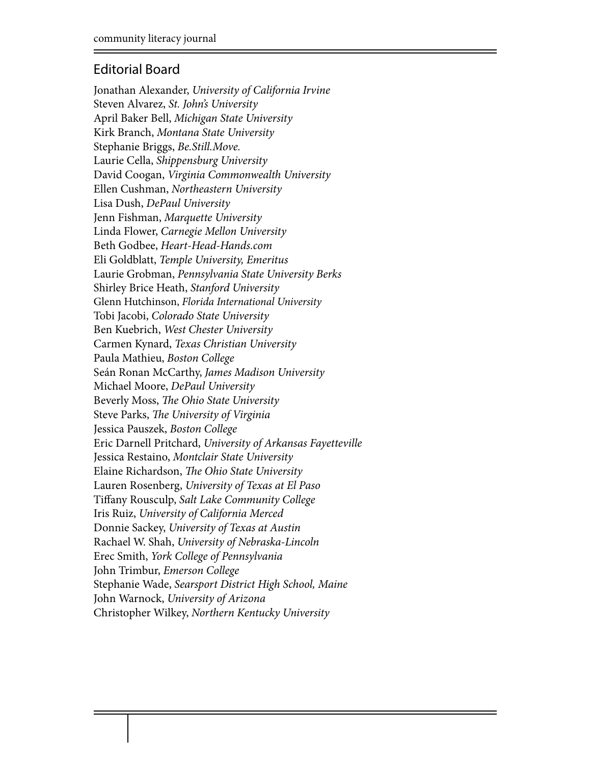## Editorial Board

Jonathan Alexander, *University of California Irvine*
Steven Alvarez, *St. John's University*
April Baker Bell, *Michigan State University*
Kirk Branch, *Montana State University*
Stephanie Briggs, *Be.Still.Move.*
Laurie Cella, *Shippensburg University*
David Coogan, *Virginia Commonwealth University*
Ellen Cushman, *Northeastern University*
Lisa Dush, *DePaul University*
Jenn Fishman, *Marquette University*
Linda Flower, *Carnegie Mellon University*
Beth Godbee, *Heart-Head-Hands.com*
Eli Goldblatt, *Temple University, Emeritus*
Laurie Grobman, *Pennsylvania State University Berks*
Shirley Brice Heath, *Stanford University*
Glenn Hutchinson, *Florida International University*
Tobi Jacobi, *Colorado State University*
Ben Kuebrich, *West Chester University*
Carmen Kynard, *Texas Christian University*
Paula Mathieu, *Boston College*
Seán Ronan McCarthy, *James Madison University*
Michael Moore, *DePaul University*
Beverly Moss, *The Ohio State University*
Steve Parks, *The University of Virginia*
Jessica Pauszek, *Boston College*
Eric Darnell Pritchard, *University of Arkansas Fayetteville*
Jessica Restaino, *Montclair State University*
Elaine Richardson, *The Ohio State University*
Lauren Rosenberg, *University of Texas at El Paso*
Tiffany Rousculp, *Salt Lake Community College*
Iris Ruiz, *University of California Merced*
Donnie Sackey, *University of Texas at Austin*
Rachael W. Shah, *University of Nebraska-Lincoln*
Erec Smith, *York College of Pennsylvania*
John Trimbur, *Emerson College*
Stephanie Wade, *Searsport District High School, Maine*
John Warnock, *University of Arizona*
Christopher Wilkey, *Northern Kentucky University*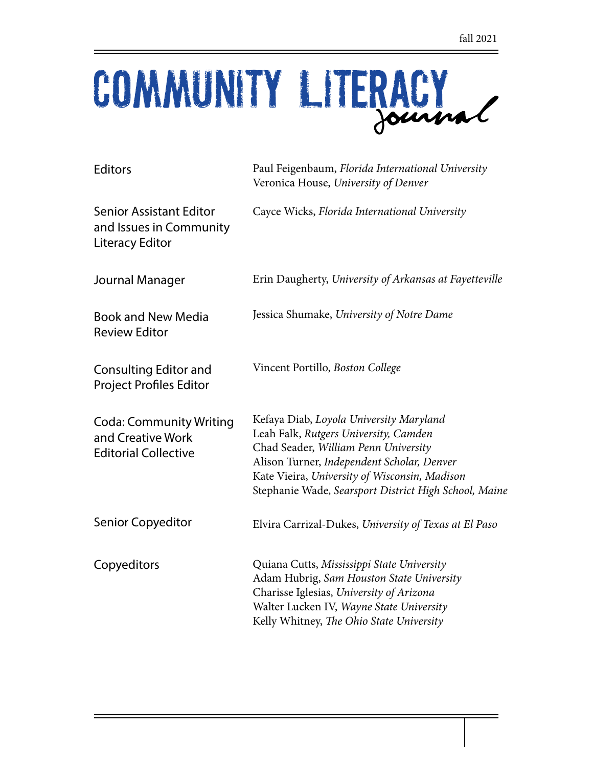# Community Literacy Journal

| | |
|---|---|
| Editors | Paul Feigenbaum, *Florida International University*<br>Veronica House, *University of Denver* |
| Senior Assistant Editor and Issues in Community Literacy Editor | Cayce Wicks, *Florida International University* |
| Journal Manager | Erin Daugherty, *University of Arkansas at Fayetteville* |
| Book and New Media Review Editor | Jessica Shumake, *University of Notre Dame* |
| Consulting Editor and Project Profiles Editor | Vincent Portillo, *Boston College* |
| Coda: Community Writing and Creative Work Editorial Collective | Kefaya Diab, *Loyola University Maryland*<br>Leah Falk, *Rutgers University, Camden*<br>Chad Seader, *William Penn University*<br>Alison Turner, *Independent Scholar, Denver*<br>Kate Vieira, *University of Wisconsin, Madison*<br>Stephanie Wade, *Searsport District High School, Maine* |
| Senior Copyeditor | Elvira Carrizal-Dukes, *University of Texas at El Paso* |
| Copyeditors | Quiana Cutts, *Mississippi State University*<br>Adam Hubrig, *Sam Houston State University*<br>Charisse Iglesias, *University of Arizona*<br>Walter Lucken IV, *Wayne State University*<br>Kelly Whitney, *The Ohio State University* |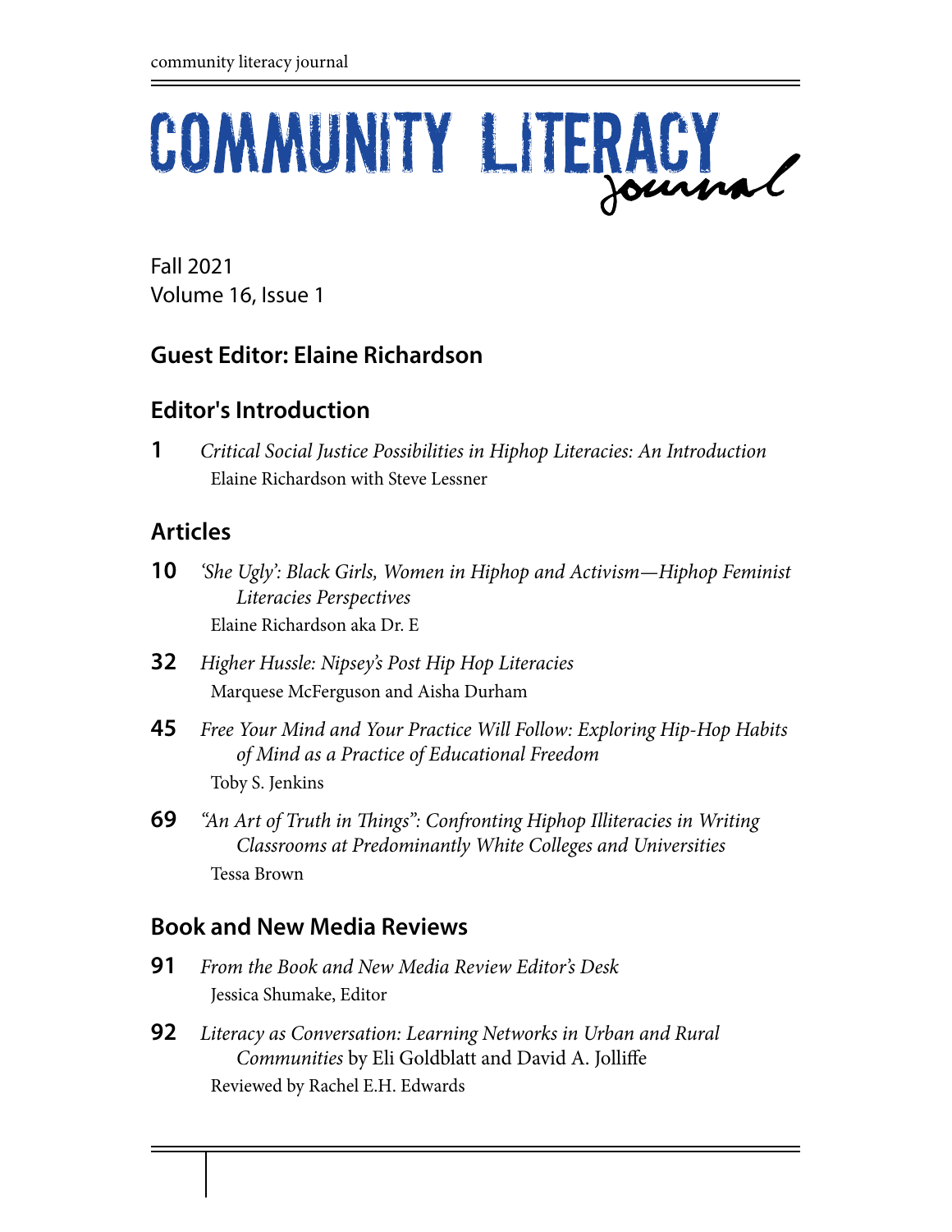# COMMUNITY LITERACY journal

Fall 2021
Volume 16, Issue 1

## Guest Editor: Elaine Richardson

## Editor's Introduction

**1** *Critical Social Justice Possibilities in Hiphop Literacies: An Introduction*
Elaine Richardson with Steve Lessner

## Articles

**10** *'She Ugly': Black Girls, Women in Hiphop and Activism—Hiphop Feminist Literacies Perspectives*
Elaine Richardson aka Dr. E

**32** *Higher Hussle: Nipsey's Post Hip Hop Literacies*
Marquese McFerguson and Aisha Durham

**45** *Free Your Mind and Your Practice Will Follow: Exploring Hip-Hop Habits of Mind as a Practice of Educational Freedom*
Toby S. Jenkins

**69** *"An Art of Truth in Things": Confronting Hiphop Illiteracies in Writing Classrooms at Predominantly White Colleges and Universities*
Tessa Brown

## Book and New Media Reviews

**91** *From the Book and New Media Review Editor's Desk*
Jessica Shumake, Editor

**92** *Literacy as Conversation: Learning Networks in Urban and Rural Communities* by Eli Goldblatt and David A. Jolliffe
Reviewed by Rachel E.H. Edwards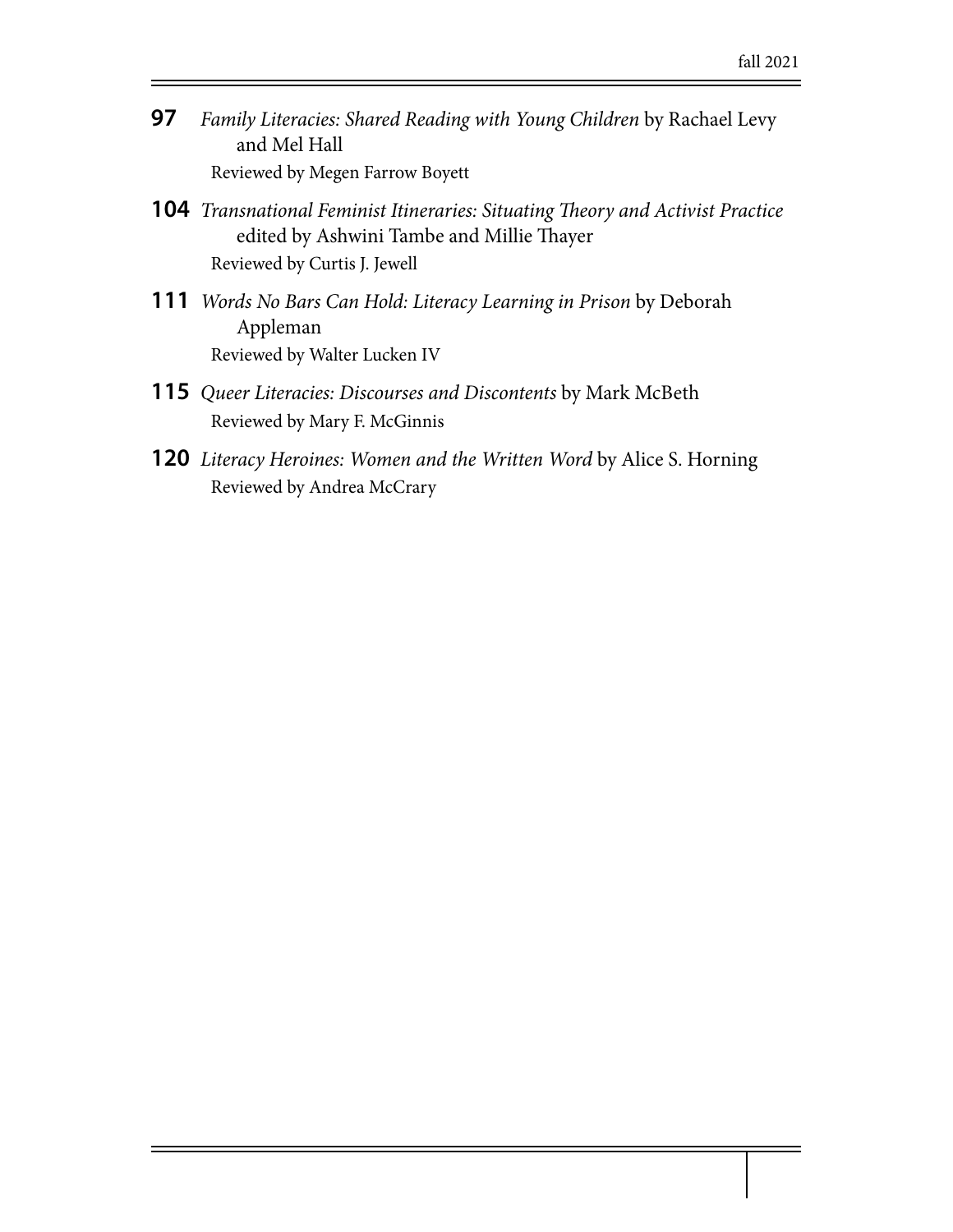**97** *Family Literacies: Shared Reading with Young Children* by Rachael Levy and Mel Hall
Reviewed by Megen Farrow Boyett

**104** *Transnational Feminist Itineraries: Situating Theory and Activist Practice* edited by Ashwini Tambe and Millie Thayer
Reviewed by Curtis J. Jewell

**111** *Words No Bars Can Hold: Literacy Learning in Prison* by Deborah Appleman
Reviewed by Walter Lucken IV

**115** *Queer Literacies: Discourses and Discontents* by Mark McBeth
Reviewed by Mary F. McGinnis

**120** *Literacy Heroines: Women and the Written Word* by Alice S. Horning
Reviewed by Andrea McCrary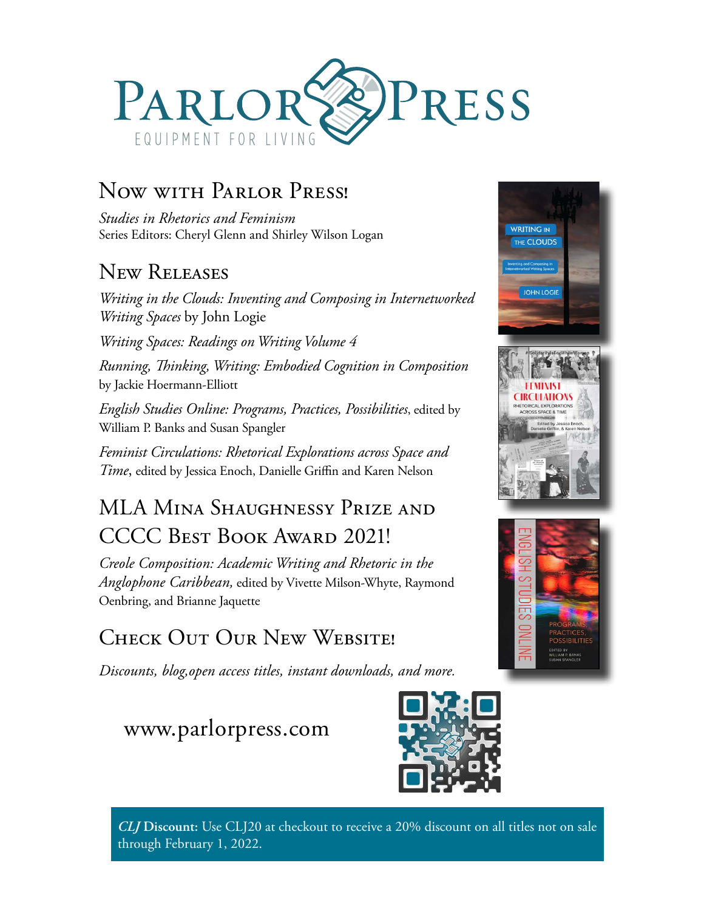# Parlor Press

EQUIPMENT FOR LIVING

## Now with Parlor Press!

*Studies in Rhetorics and Feminism*
Series Editors: Cheryl Glenn and Shirley Wilson Logan

## New Releases

*Writing in the Clouds: Inventing and Composing in Internetworked Writing Spaces* by John Logie

*Writing Spaces: Readings on Writing Volume 4*

*Running, Thinking, Writing: Embodied Cognition in Composition* by Jackie Hoermann-Elliott

*English Studies Online: Programs, Practices, Possibilities*, edited by William P. Banks and Susan Spangler

*Feminist Circulations: Rhetorical Explorations across Space and Time*, edited by Jessica Enoch, Danielle Griffin and Karen Nelson

## MLA Mina Shaughnessy Prize and CCCC Best Book Award 2021!

*Creole Composition: Academic Writing and Rhetoric in the Anglophone Caribbean,* edited by Vivette Milson-Whyte, Raymond Oenbring, and Brianne Jaquette

## Check Out Our New Website!

*Discounts, blog,open access titles, instant downloads, and more.*

www.parlorpress.com

***CLJ* Discount:** Use CLJ20 at checkout to receive a 20% discount on all titles not on sale through February 1, 2022.